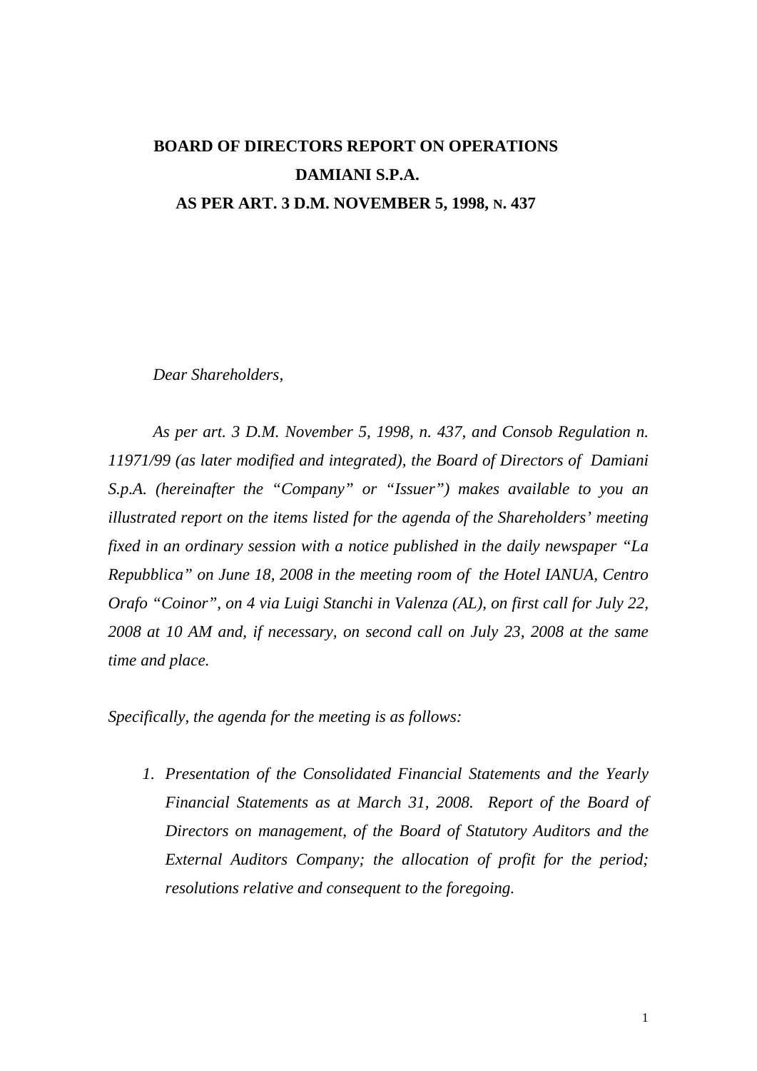# BOARD OF DIRECTORS REPORT ON OPERATIONS
# DAMIANI S.P.A.
# AS PER ART. 3 D.M. NOVEMBER 5, 1998, N. 437

*Dear Shareholders,*

*As per art. 3 D.M. November 5, 1998, n. 437, and Consob Regulation n. 11971/99 (as later modified and integrated), the Board of Directors of Damiani S.p.A. (hereinafter the "Company" or "Issuer") makes available to you an illustrated report on the items listed for the agenda of the Shareholders' meeting fixed in an ordinary session with a notice published in the daily newspaper "La Repubblica" on June 18, 2008 in the meeting room of the Hotel IANUA, Centro Orafo "Coinor", on 4 via Luigi Stanchi in Valenza (AL), on first call for July 22, 2008 at 10 AM and, if necessary, on second call on July 23, 2008 at the same time and place.*

*Specifically, the agenda for the meeting is as follows:*

1. *Presentation of the Consolidated Financial Statements and the Yearly Financial Statements as at March 31, 2008. Report of the Board of Directors on management, of the Board of Statutory Auditors and the External Auditors Company; the allocation of profit for the period; resolutions relative and consequent to the foregoing.*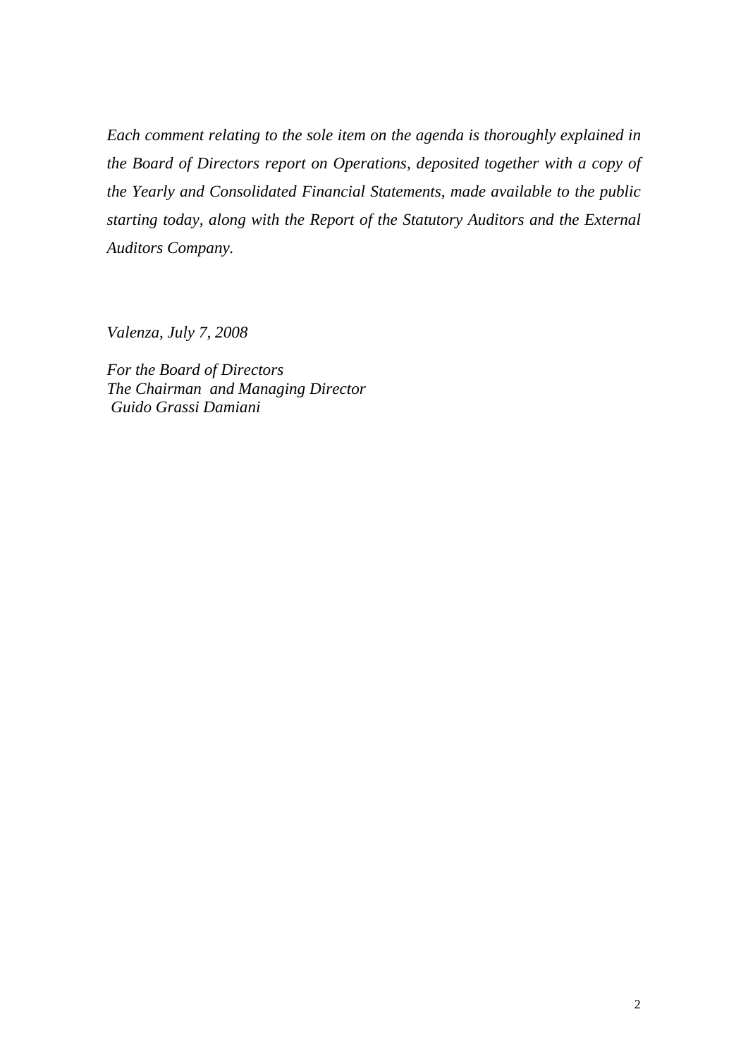*Each comment relating to the sole item on the agenda is thoroughly explained in the Board of Directors report on Operations, deposited together with a copy of the Yearly and Consolidated Financial Statements, made available to the public starting today, along with the Report of the Statutory Auditors and the External Auditors Company.*

*Valenza, July 7, 2008*

*For the Board of Directors*
*The Chairman and Managing Director*
*Guido Grassi Damiani*